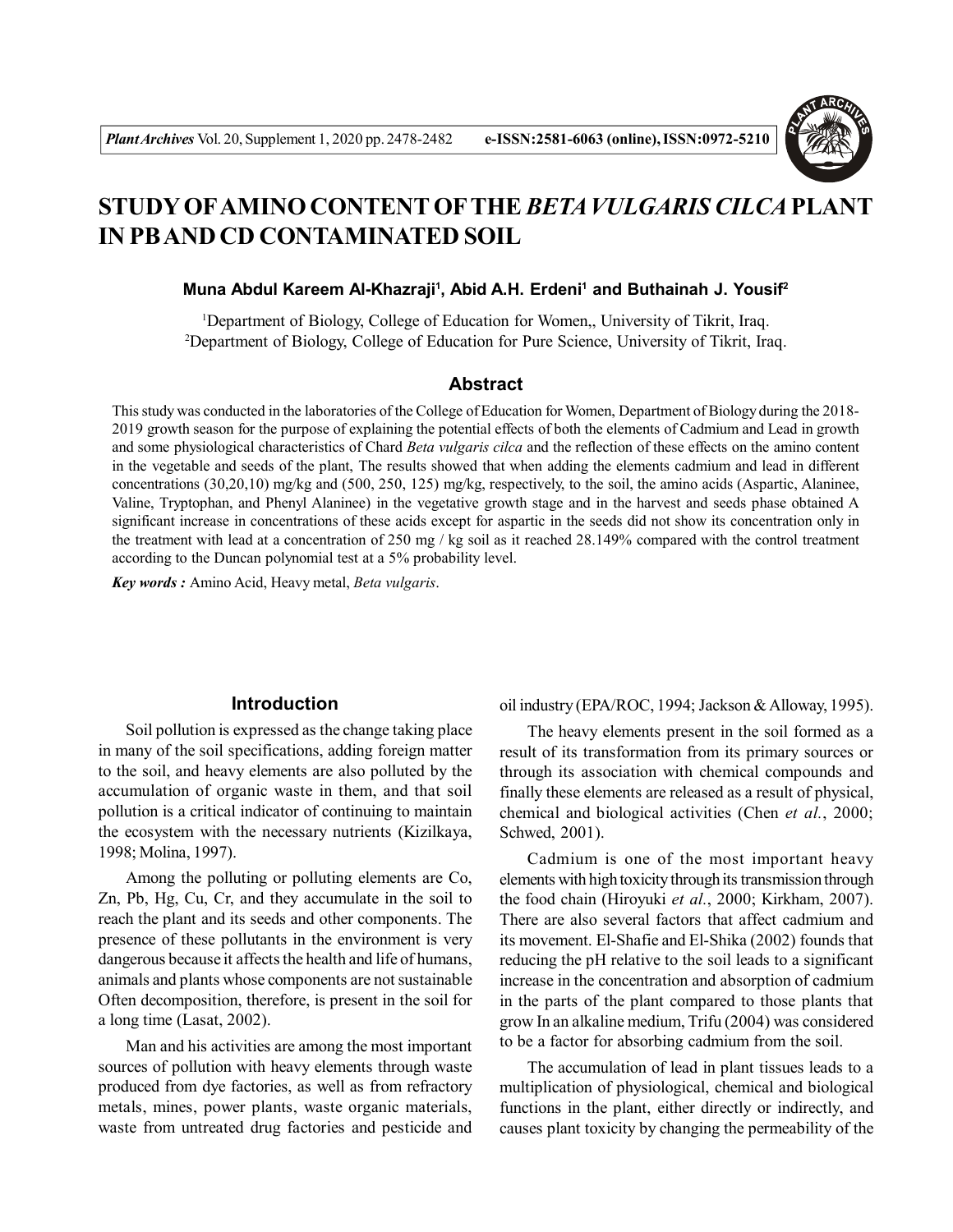# STUDY OF AMINO CONTENT OF THE *BETA VULGARIS CILCA* PLANT IN PB AND CD CONTAMINATED SOIL

**Muna Abdul Kareem Al-Khazraji[1], Abid A.H. Erdeni[1] and Buthainah J. Yousif[2]**

[1]Department of Biology, College of Education for Women,, University of Tikrit, Iraq.
[2]Department of Biology, College of Education for Pure Science, University of Tikrit, Iraq.

## Abstract

This study was conducted in the laboratories of the College of Education for Women, Department of Biology during the 2018-2019 growth season for the purpose of explaining the potential effects of both the elements of Cadmium and Lead in growth and some physiological characteristics of Chard *Beta vulgaris cilca* and the reflection of these effects on the amino content in the vegetable and seeds of the plant, The results showed that when adding the elements cadmium and lead in different concentrations (30,20,10) mg/kg and (500, 250, 125) mg/kg, respectively, to the soil, the amino acids (Aspartic, Alaninee, Valine, Tryptophan, and Phenyl Alaninee) in the vegetative growth stage and in the harvest and seeds phase obtained A significant increase in concentrations of these acids except for aspartic in the seeds did not show its concentration only in the treatment with lead at a concentration of 250 mg / kg soil as it reached 28.149% compared with the control treatment according to the Duncan polynomial test at a 5% probability level.

***Key words :*** Amino Acid, Heavy metal, *Beta vulgaris*.

## Introduction

Soil pollution is expressed as the change taking place in many of the soil specifications, adding foreign matter to the soil, and heavy elements are also polluted by the accumulation of organic waste in them, and that soil pollution is a critical indicator of continuing to maintain the ecosystem with the necessary nutrients (Kizilkaya, 1998; Molina, 1997).

Among the polluting or polluting elements are Co, Zn, Pb, Hg, Cu, Cr, and they accumulate in the soil to reach the plant and its seeds and other components. The presence of these pollutants in the environment is very dangerous because it affects the health and life of humans, animals and plants whose components are not sustainable Often decomposition, therefore, is present in the soil for a long time (Lasat, 2002).

Man and his activities are among the most important sources of pollution with heavy elements through waste produced from dye factories, as well as from refractory metals, mines, power plants, waste organic materials, waste from untreated drug factories and pesticide and oil industry (EPA/ROC, 1994; Jackson & Alloway, 1995).

The heavy elements present in the soil formed as a result of its transformation from its primary sources or through its association with chemical compounds and finally these elements are released as a result of physical, chemical and biological activities (Chen *et al.*, 2000; Schwed, 2001).

Cadmium is one of the most important heavy elements with high toxicity through its transmission through the food chain (Hiroyuki *et al.*, 2000; Kirkham, 2007). There are also several factors that affect cadmium and its movement. El-Shafie and El-Shika (2002) founds that reducing the pH relative to the soil leads to a significant increase in the concentration and absorption of cadmium in the parts of the plant compared to those plants that grow In an alkaline medium, Trifu (2004) was considered to be a factor for absorbing cadmium from the soil.

The accumulation of lead in plant tissues leads to a multiplication of physiological, chemical and biological functions in the plant, either directly or indirectly, and causes plant toxicity by changing the permeability of the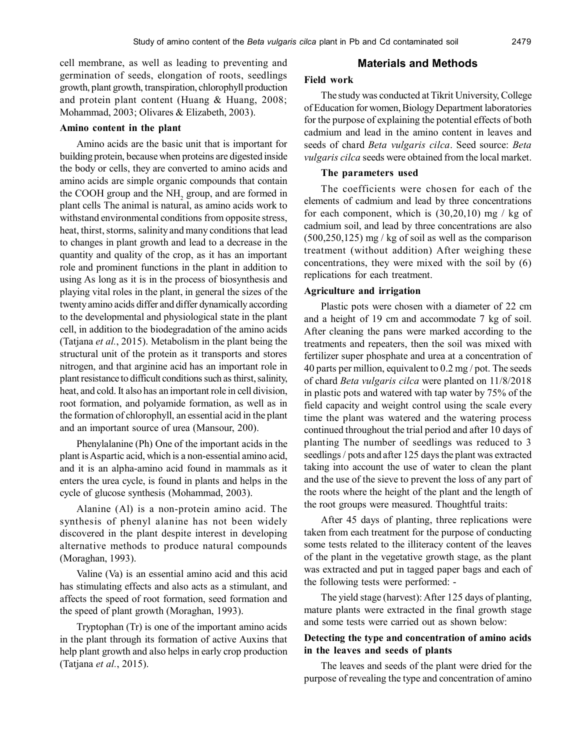cell membrane, as well as leading to preventing and germination of seeds, elongation of roots, seedlings growth, plant growth, transpiration, chlorophyll production and protein plant content (Huang & Huang, 2008; Mohammad, 2003; Olivares & Elizabeth, 2003).

### Amino content in the plant

Amino acids are the basic unit that is important for building protein, because when proteins are digested inside the body or cells, they are converted to amino acids and amino acids are simple organic compounds that contain the COOH group and the $NH_2$ group, and are formed in plant cells The animal is natural, as amino acids work to withstand environmental conditions from opposite stress, heat, thirst, storms, salinity and many conditions that lead to changes in plant growth and lead to a decrease in the quantity and quality of the crop, as it has an important role and prominent functions in the plant in addition to using As long as it is in the process of biosynthesis and playing vital roles in the plant, in general the sizes of the twenty amino acids differ and differ dynamically according to the developmental and physiological state in the plant cell, in addition to the biodegradation of the amino acids (Tatjana *et al.*, 2015). Metabolism in the plant being the structural unit of the protein as it transports and stores nitrogen, and that arginine acid has an important role in plant resistance to difficult conditions such as thirst, salinity, heat, and cold. It also has an important role in cell division, root formation, and polyamide formation, as well as in the formation of chlorophyll, an essential acid in the plant and an important source of urea (Mansour, 200).

Phenylalanine (Ph) One of the important acids in the plant is Aspartic acid, which is a non-essential amino acid, and it is an alpha-amino acid found in mammals as it enters the urea cycle, is found in plants and helps in the cycle of glucose synthesis (Mohammad, 2003).

Alanine (Al) is a non-protein amino acid. The synthesis of phenyl alanine has not been widely discovered in the plant despite interest in developing alternative methods to produce natural compounds (Moraghan, 1993).

Valine (Va) is an essential amino acid and this acid has stimulating effects and also acts as a stimulant, and affects the speed of root formation, seed formation and the speed of plant growth (Moraghan, 1993).

Tryptophan (Tr) is one of the important amino acids in the plant through its formation of active Auxins that help plant growth and also helps in early crop production (Tatjana *et al.*, 2015).

## Materials and Methods

### Field work

The study was conducted at Tikrit University, College of Education for women, Biology Department laboratories for the purpose of explaining the potential effects of both cadmium and lead in the amino content in leaves and seeds of chard *Beta vulgaris cilca*. Seed source: *Beta vulgaris cilca* seeds were obtained from the local market.

#### The parameters used

The coefficients were chosen for each of the elements of cadmium and lead by three concentrations for each component, which is (30,20,10) mg / kg of cadmium soil, and lead by three concentrations are also (500,250,125) mg / kg of soil as well as the comparison treatment (without addition) After weighing these concentrations, they were mixed with the soil by (6) replications for each treatment.

### Agriculture and irrigation

Plastic pots were chosen with a diameter of 22 cm and a height of 19 cm and accommodate 7 kg of soil. After cleaning the pans were marked according to the treatments and repeaters, then the soil was mixed with fertilizer super phosphate and urea at a concentration of 40 parts per million, equivalent to 0.2 mg / pot. The seeds of chard *Beta vulgaris cilca* were planted on 11/8/2018 in plastic pots and watered with tap water by 75% of the field capacity and weight control using the scale every time the plant was watered and the watering process continued throughout the trial period and after 10 days of planting The number of seedlings was reduced to 3 seedlings / pots and after 125 days the plant was extracted taking into account the use of water to clean the plant and the use of the sieve to prevent the loss of any part of the roots where the height of the plant and the length of the root groups were measured. Thoughtful traits:

After 45 days of planting, three replications were taken from each treatment for the purpose of conducting some tests related to the illiteracy content of the leaves of the plant in the vegetative growth stage, as the plant was extracted and put in tagged paper bags and each of the following tests were performed: -

The yield stage (harvest): After 125 days of planting, mature plants were extracted in the final growth stage and some tests were carried out as shown below:

### Detecting the type and concentration of amino acids in the leaves and seeds of plants

The leaves and seeds of the plant were dried for the purpose of revealing the type and concentration of amino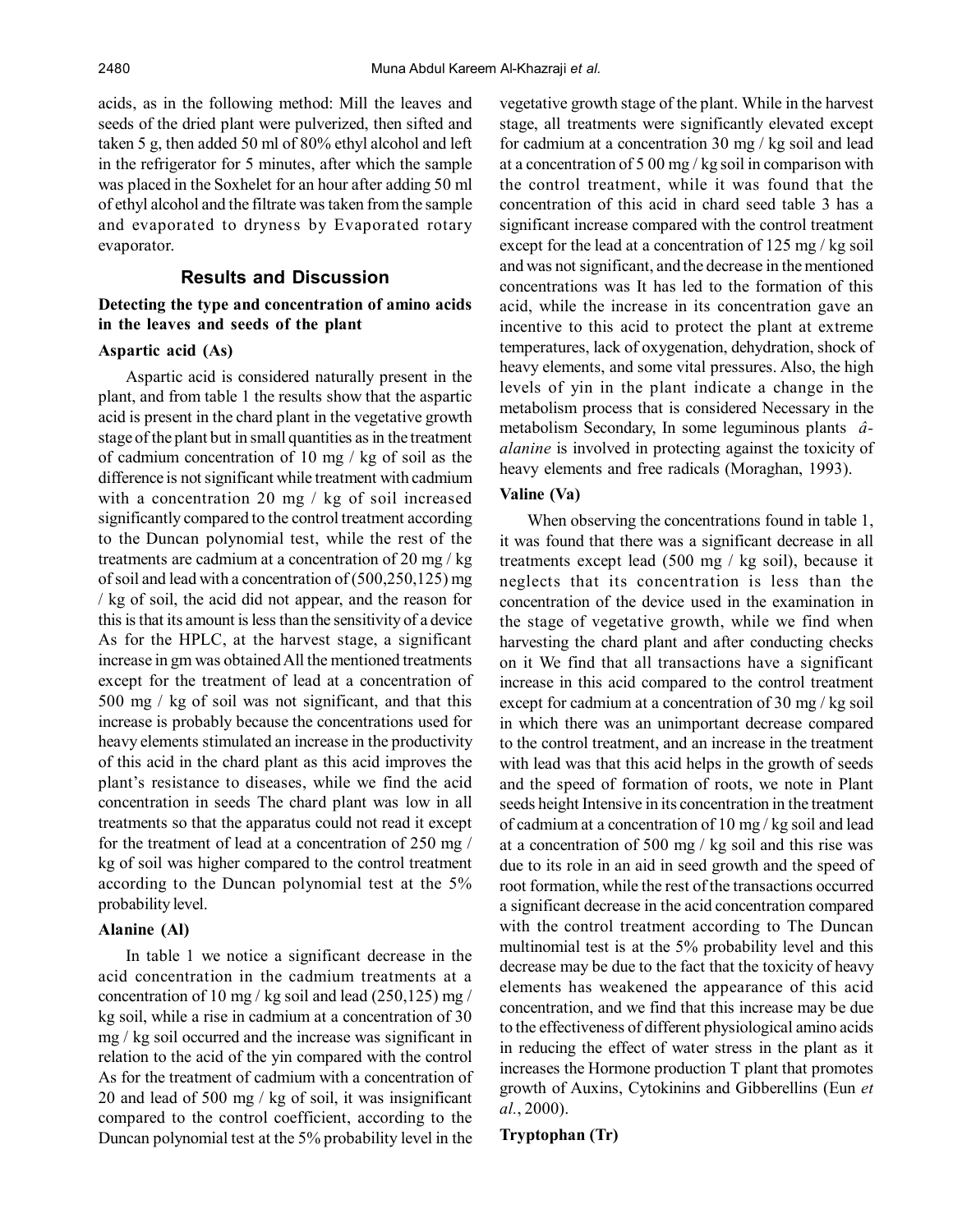acids, as in the following method: Mill the leaves and seeds of the dried plant were pulverized, then sifted and taken 5 g, then added 50 ml of 80% ethyl alcohol and left in the refrigerator for 5 minutes, after which the sample was placed in the Soxhelet for an hour after adding 50 ml of ethyl alcohol and the filtrate was taken from the sample and evaporated to dryness by Evaporated rotary evaporator.

## Results and Discussion

### Detecting the type and concentration of amino acids in the leaves and seeds of the plant

#### Aspartic acid (As)

Aspartic acid is considered naturally present in the plant, and from table 1 the results show that the aspartic acid is present in the chard plant in the vegetative growth stage of the plant but in small quantities as in the treatment of cadmium concentration of 10 mg / kg of soil as the difference is not significant while treatment with cadmium with a concentration 20 mg / kg of soil increased significantly compared to the control treatment according to the Duncan polynomial test, while the rest of the treatments are cadmium at a concentration of 20 mg / kg of soil and lead with a concentration of (500,250,125) mg / kg of soil, the acid did not appear, and the reason for this is that its amount is less than the sensitivity of a device As for the HPLC, at the harvest stage, a significant increase in gm was obtained All the mentioned treatments except for the treatment of lead at a concentration of 500 mg / kg of soil was not significant, and that this increase is probably because the concentrations used for heavy elements stimulated an increase in the productivity of this acid in the chard plant as this acid improves the plant's resistance to diseases, while we find the acid concentration in seeds The chard plant was low in all treatments so that the apparatus could not read it except for the treatment of lead at a concentration of 250 mg / kg of soil was higher compared to the control treatment according to the Duncan polynomial test at the 5% probability level.

#### Alanine (Al)

In table 1 we notice a significant decrease in the acid concentration in the cadmium treatments at a concentration of 10 mg / kg soil and lead (250,125) mg / kg soil, while a rise in cadmium at a concentration of 30 mg / kg soil occurred and the increase was significant in relation to the acid of the yin compared with the control As for the treatment of cadmium with a concentration of 20 and lead of 500 mg / kg of soil, it was insignificant compared to the control coefficient, according to the Duncan polynomial test at the 5% probability level in the vegetative growth stage of the plant. While in the harvest stage, all treatments were significantly elevated except for cadmium at a concentration 30 mg / kg soil and lead at a concentration of 5 00 mg / kg soil in comparison with the control treatment, while it was found that the concentration of this acid in chard seed table 3 has a significant increase compared with the control treatment except for the lead at a concentration of 125 mg / kg soil and was not significant, and the decrease in the mentioned concentrations was It has led to the formation of this acid, while the increase in its concentration gave an incentive to this acid to protect the plant at extreme temperatures, lack of oxygenation, dehydration, shock of heavy elements, and some vital pressures. Also, the high levels of yin in the plant indicate a change in the metabolism process that is considered Necessary in the metabolism Secondary, In some leguminous plants *â-alanine* is involved in protecting against the toxicity of heavy elements and free radicals (Moraghan, 1993).

#### Valine (Va)

When observing the concentrations found in table 1, it was found that there was a significant decrease in all treatments except lead (500 mg / kg soil), because it neglects that its concentration is less than the concentration of the device used in the examination in the stage of vegetative growth, while we find when harvesting the chard plant and after conducting checks on it We find that all transactions have a significant increase in this acid compared to the control treatment except for cadmium at a concentration of 30 mg / kg soil in which there was an unimportant decrease compared to the control treatment, and an increase in the treatment with lead was that this acid helps in the growth of seeds and the speed of formation of roots, we note in Plant seeds height Intensive in its concentration in the treatment of cadmium at a concentration of 10 mg / kg soil and lead at a concentration of 500 mg / kg soil and this rise was due to its role in an aid in seed growth and the speed of root formation, while the rest of the transactions occurred a significant decrease in the acid concentration compared with the control treatment according to The Duncan multinomial test is at the 5% probability level and this decrease may be due to the fact that the toxicity of heavy elements has weakened the appearance of this acid concentration, and we find that this increase may be due to the effectiveness of different physiological amino acids in reducing the effect of water stress in the plant as it increases the Hormone production T plant that promotes growth of Auxins, Cytokinins and Gibberellins (Eun *et al.*, 2000).

#### Tryptophan (Tr)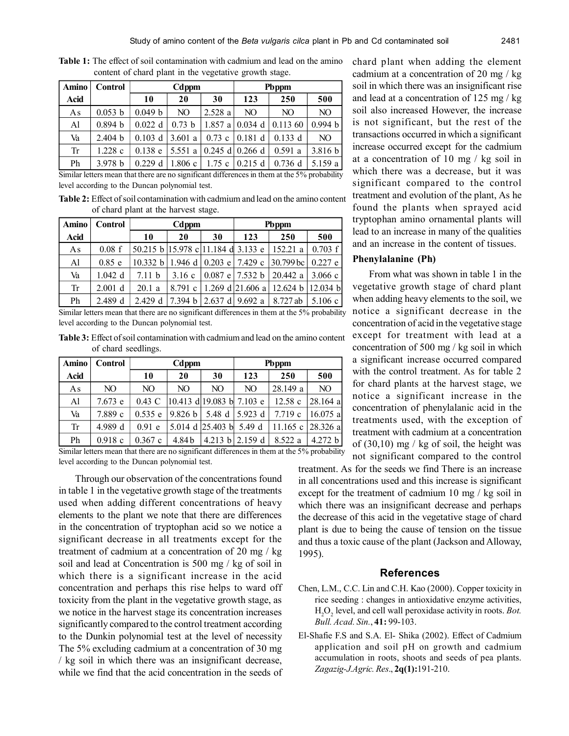**Table 1:** The effect of soil contamination with cadmium and lead on the amino content of chard plant in the vegetative growth stage.

| Amino Acid | Control | Cdppm | | | Pbppm | | |
|---|---|---|---|---|---|---|---|
| | | 10 | 20 | 30 | 123 | 250 | 500 |
| As | 0.053 b | 0.049 b | NO | 2.528 a | NO | NO | NO |
| Al | 0.894 b | 0.022 d | 0.73 b | 1.857 a | 0.034 d | 0.113 60 | 0.994 b |
| Va | 2.404 b | 0.103 d | 3.601 a | 0.73 c | 0.181 d | 0.133 d | NO |
| Tr | 1.228 c | 0.138 e | 5.551 a | 0.245 d | 0.266 d | 0.591 a | 3.816 b |
| Ph | 3.978 b | 0.229 d | 1.806 c | 1.75 c | 0.215 d | 0.736 d | 5.159 a |

Similar letters mean that there are no significant differences in them at the 5% probability level according to the Duncan polynomial test.

**Table 2:** Effect of soil contamination with cadmium and lead on the amino content of chard plant at the harvest stage.

| Amino Acid | Control | Cdppm | | | Pbppm | | |
|---|---|---|---|---|---|---|---|
| | | 10 | 20 | 30 | 123 | 250 | 500 |
| As | 0.08 f | 50.215 b | 15.978 c | 11.184 d | 3.133 e | 152.21 a | 0.703 f |
| Al | 0.85 e | 10.332 b | 1.946 d | 0.203 e | 7.429 c | 30.799 bc | 0.227 e |
| Va | 1.042 d | 7.11 b | 3.16 c | 0.087 e | 7.532 b | 20.442 a | 3.066 c |
| Tr | 2.001 d | 20.1 a | 8.791 c | 1.269 d | 21.606 a | 12.624 b | 12.034 b |
| Ph | 2.489 d | 2.429 d | 7.394 b | 2.637 d | 9.692 a | 8.727 ab | 5.106 c |

Similar letters mean that there are no significant differences in them at the 5% probability level according to the Duncan polynomial test.

**Table 3:** Effect of soil contamination with cadmium and lead on the amino content of chard seedlings.

| Amino Acid | Control | Cdppm | | | Pbppm | | |
|---|---|---|---|---|---|---|---|
| | | 10 | 20 | 30 | 123 | 250 | 500 |
| As | NO | NO | NO | NO | NO | 28.149 a | NO |
| Al | 7.673 e | 0.43 C | 10.413 d | 19.083 b | 7.103 e | 12.58 c | 28.164 a |
| Va | 7.889 c | 0.535 e | 9.826 b | 5.48 d | 5.923 d | 7.719 c | 16.075 a |
| Tr | 4.989 d | 0.91 e | 5.014 d | 25.403 b | 5.49 d | 11.165 c | 28.326 a |
| Ph | 0.918 c | 0.367 c | 4.84 b | 4.213 b | 2.159 d | 8.522 a | 4.272 b |

Similar letters mean that there are no significant differences in them at the 5% probability level according to the Duncan polynomial test.

Through our observation of the concentrations found in table 1 in the vegetative growth stage of the treatments used when adding different concentrations of heavy elements to the plant we note that there are differences in the concentration of tryptophan acid so we notice a significant decrease in all treatments except for the treatment of cadmium at a concentration of 20 mg / kg soil and lead at Concentration is 500 mg / kg of soil in which there is a significant increase in the acid concentration and perhaps this rise helps to ward off toxicity from the plant in the vegetative growth stage, as we notice in the harvest stage its concentration increases significantly compared to the control treatment according to the Dunkin polynomial test at the level of necessity The 5% excluding cadmium at a concentration of 30 mg / kg soil in which there was an insignificant decrease, while we find that the acid concentration in the seeds of chard plant when adding the element cadmium at a concentration of 20 mg / kg soil in which there was an insignificant rise and lead at a concentration of 125 mg / kg soil also increased However, the increase is not significant, but the rest of the transactions occurred in which a significant increase occurred except for the cadmium at a concentration of 10 mg / kg soil in which there was a decrease, but it was significant compared to the control treatment and evolution of the plant, As he found the plants when sprayed acid tryptophan amino ornamental plants will lead to an increase in many of the qualities and an increase in the content of tissues.

### Phenylalanine (Ph)

From what was shown in table 1 in the vegetative growth stage of chard plant when adding heavy elements to the soil, we notice a significant decrease in the concentration of acid in the vegetative stage except for treatment with lead at a concentration of 500 mg / kg soil in which a significant increase occurred compared with the control treatment. As for table 2 for chard plants at the harvest stage, we notice a significant increase in the concentration of phenylalanic acid in the treatments used, with the exception of treatment with cadmium at a concentration of (30,10) mg / kg of soil, the height was not significant compared to the control treatment. As for the seeds we find There is an increase in all concentrations used and this increase is significant except for the treatment of cadmium 10 mg / kg soil in which there was an insignificant decrease and perhaps the decrease of this acid in the vegetative stage of chard plant is due to being the cause of tension on the tissue and thus a toxic cause of the plant (Jackson and Alloway, 1995).

## References

Chen, L.M., C.C. Lin and C.H. Kao (2000). Copper toxicity in rice seeding : changes in antioxidative enzyme activities, $H_2O_2$ level, and cell wall peroxidase activity in roots. *Bot. Bull. Acad. Sin.*, **41:** 99-103.

El-Shafie F.S and S.A. El- Shika (2002). Effect of Cadmium application and soil pH on growth and cadmium accumulation in roots, shoots and seeds of pea plants. *Zagazig-J.Agric. Res*., **2q(1):**191-210.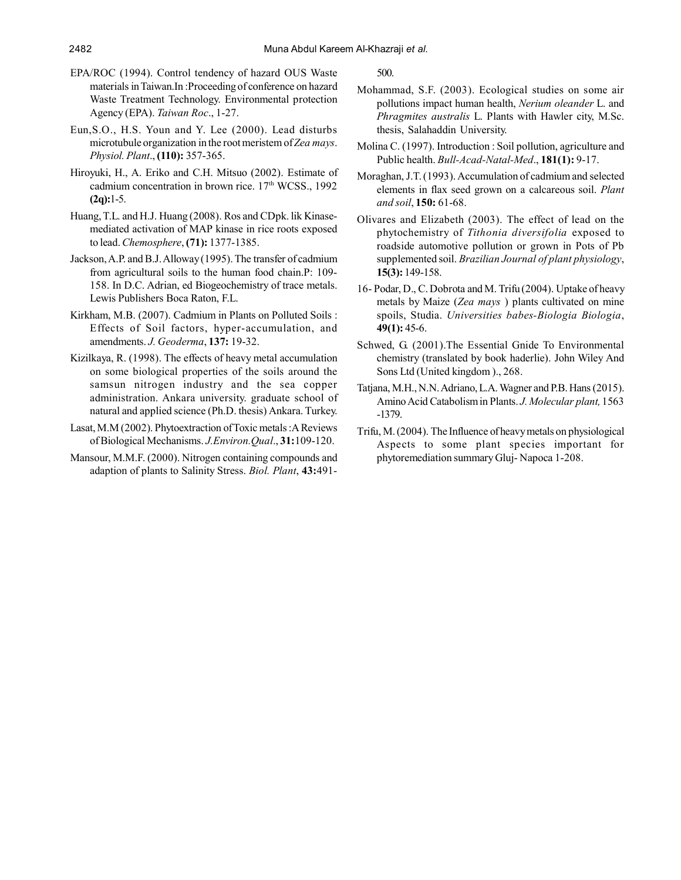EPA/ROC (1994). Control tendency of hazard OUS Waste materials in Taiwan.In :Proceeding of conference on hazard Waste Treatment Technology. Environmental protection Agency (EPA). *Taiwan Roc*., 1-27.

Eun,S.O., H.S. Youn and Y. Lee (2000). Lead disturbs microtubule organization in the root meristem of *Zea mays*. *Physiol. Plant*., **(110):** 357-365.

Hiroyuki, H., A. Eriko and C.H. Mitsuo (2002). Estimate of cadmium concentration in brown rice. $17^{th}$ WCSS., 1992 **(2q):**1-5.

Huang, T.L. and H.J. Huang (2008). Ros and CDpk. lik Kinase-mediated activation of MAP kinase in rice roots exposed to lead. *Chemosphere*, **(71):** 1377-1385.

Jackson, A.P. and B.J. Alloway (1995). The transfer of cadmium from agricultural soils to the human food chain.P: 109-158. In D.C. Adrian, ed Biogeochemistry of trace metals. Lewis Publishers Boca Raton, F.L.

Kirkham, M.B. (2007). Cadmium in Plants on Polluted Soils : Effects of Soil factors, hyper-accumulation, and amendments. *J. Geoderma*, **137:** 19-32.

Kizilkaya, R. (1998). The effects of heavy metal accumulation on some biological properties of the soils around the samsun nitrogen industry and the sea copper administration. Ankara university. graduate school of natural and applied science (Ph.D. thesis) Ankara. Turkey.

Lasat, M.M (2002). Phytoextraction of Toxic metals :A Reviews of Biological Mechanisms. *J.Environ.Qual*., **31:**109-120.

Mansour, M.M.F. (2000). Nitrogen containing compounds and adaption of plants to Salinity Stress. *Biol. Plant*, **43:**491-500.

Mohammad, S.F. (2003). Ecological studies on some air pollutions impact human health, *Nerium oleander* L. and *Phragmites australis* L. Plants with Hawler city, M.Sc. thesis, Salahaddin University.

Molina C. (1997). Introduction : Soil pollution, agriculture and Public health. *Bull-Acad-Natal-Med*., **181(1):** 9-17.

Moraghan, J.T. (1993). Accumulation of cadmium and selected elements in flax seed grown on a calcareous soil. *Plant and soil*, **150:** 61-68.

Olivares and Elizabeth (2003). The effect of lead on the phytochemistry of *Tithonia diversifolia* exposed to roadside automotive pollution or grown in Pots of Pb supplemented soil. *Brazilian Journal of plant physiology*, **15(3):** 149-158.

16- Podar, D., C. Dobrota and M. Trifu (2004). Uptake of heavy metals by Maize (*Zea mays* ) plants cultivated on mine spoils, Studia. *Universities babes-Biologia Biologia*, **49(1):** 45-6.

Schwed, G. (2001).The Essential Gnide To Environmental chemistry (translated by book haderlie). John Wiley And Sons Ltd (United kingdom )., 268.

Tatjana, M.H., N.N. Adriano, L.A. Wagner and P.B. Hans (2015). Amino Acid Catabolism in Plants. *J. Molecular plant,* 1563 -1379.

Trifu, M. (2004). The Influence of heavy metals on physiological Aspects to some plant species important for phytoremediation summary Gluj- Napoca 1-208.